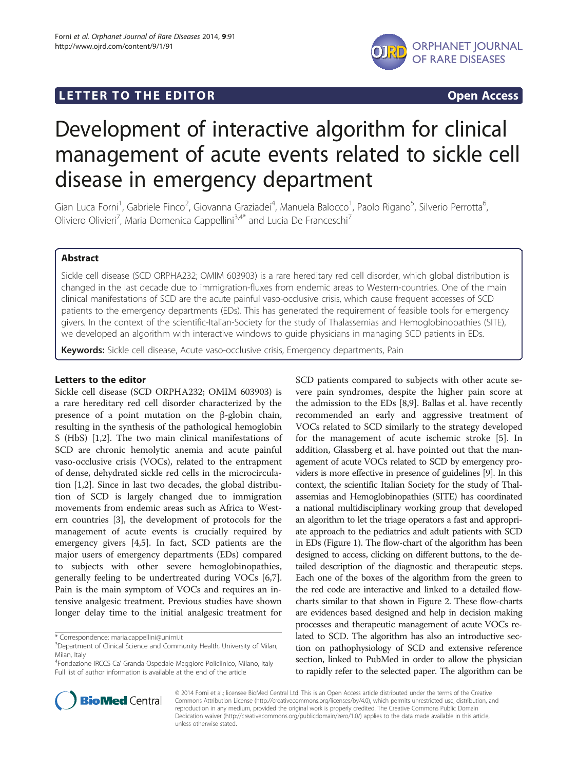**LETTER TO THE EDITOR** **Open Access**

# Development of interactive algorithm for clinical management of acute events related to sickle cell disease in emergency department

Gian Luca Forni[1], Gabriele Finco[2], Giovanna Graziadei[4], Manuela Balocco[1], Paolo Rigano[5], Silverio Perrotta[6], Oliviero Olivieri[7], Maria Domenica Cappellini[3,4*] and Lucia De Franceschi[7]

## Abstract

Sickle cell disease (SCD ORPHA232; OMIM 603903) is a rare hereditary red cell disorder, which global distribution is changed in the last decade due to immigration-fluxes from endemic areas to Western-countries. One of the main clinical manifestations of SCD are the acute painful vaso-occlusive crisis, which cause frequent accesses of SCD patients to the emergency departments (EDs). This has generated the requirement of feasible tools for emergency givers. In the context of the scientific-Italian-Society for the study of Thalassemias and Hemoglobinopathies (SITE), we developed an algorithm with interactive windows to guide physicians in managing SCD patients in EDs.

**Keywords:** Sickle cell disease, Acute vaso-occlusive crisis, Emergency departments, Pain

### Letters to the editor

Sickle cell disease (SCD ORPHA232; OMIM 603903) is a rare hereditary red cell disorder characterized by the presence of a point mutation on the β-globin chain, resulting in the synthesis of the pathological hemoglobin S (HbS) [1,2]. The two main clinical manifestations of SCD are chronic hemolytic anemia and acute painful vaso-occlusive crisis (VOCs), related to the entrapment of dense, dehydrated sickle red cells in the microcirculation [1,2]. Since in last two decades, the global distribution of SCD is largely changed due to immigration movements from endemic areas such as Africa to Western countries [3], the development of protocols for the management of acute events is crucially required by emergency givers [4,5]. In fact, SCD patients are the major users of emergency departments (EDs) compared to subjects with other severe hemoglobinopathies, generally feeling to be undertreated during VOCs [6,7]. Pain is the main symptom of VOCs and requires an intensive analgesic treatment. Previous studies have shown longer delay time to the initial analgesic treatment for SCD patients compared to subjects with other acute severe pain syndromes, despite the higher pain score at the admission to the EDs [8,9]. Ballas et al. have recently recommended an early and aggressive treatment of VOCs related to SCD similarly to the strategy developed for the management of acute ischemic stroke [5]. In addition, Glassberg et al. have pointed out that the management of acute VOCs related to SCD by emergency providers is more effective in presence of guidelines [9]. In this context, the scientific Italian Society for the study of Thalassemias and Hemoglobinopathies (SITE) has coordinated a national multidisciplinary working group that developed an algorithm to let the triage operators a fast and appropriate approach to the pediatrics and adult patients with SCD in EDs (Figure 1). The flow-chart of the algorithm has been designed to access, clicking on different buttons, to the detailed description of the diagnostic and therapeutic steps. Each one of the boxes of the algorithm from the green to the red code are interactive and linked to a detailed flow-charts similar to that shown in Figure 2. These flow-charts are evidences based designed and help in decision making processes and therapeutic management of acute VOCs related to SCD. The algorithm has also an introductive section on pathophysiology of SCD and extensive reference section, linked to PubMed in order to allow the physician to rapidly refer to the selected paper. The algorithm can be

\* Correspondence: maria.cappellini@unimi.it
[3]Department of Clinical Science and Community Health, University of Milan, Milan, Italy
[4]Fondazione IRCCS Ca' Granda Ospedale Maggiore Policlinico, Milano, Italy
Full list of author information is available at the end of the article

© 2014 Forni et al.; licensee BioMed Central Ltd. This is an Open Access article distributed under the terms of the Creative Commons Attribution License (http://creativecommons.org/licenses/by/4.0), which permits unrestricted use, distribution, and reproduction in any medium, provided the original work is properly credited. The Creative Commons Public Domain Dedication waiver (http://creativecommons.org/publicdomain/zero/1.0/) applies to the data made available in this article, unless otherwise stated.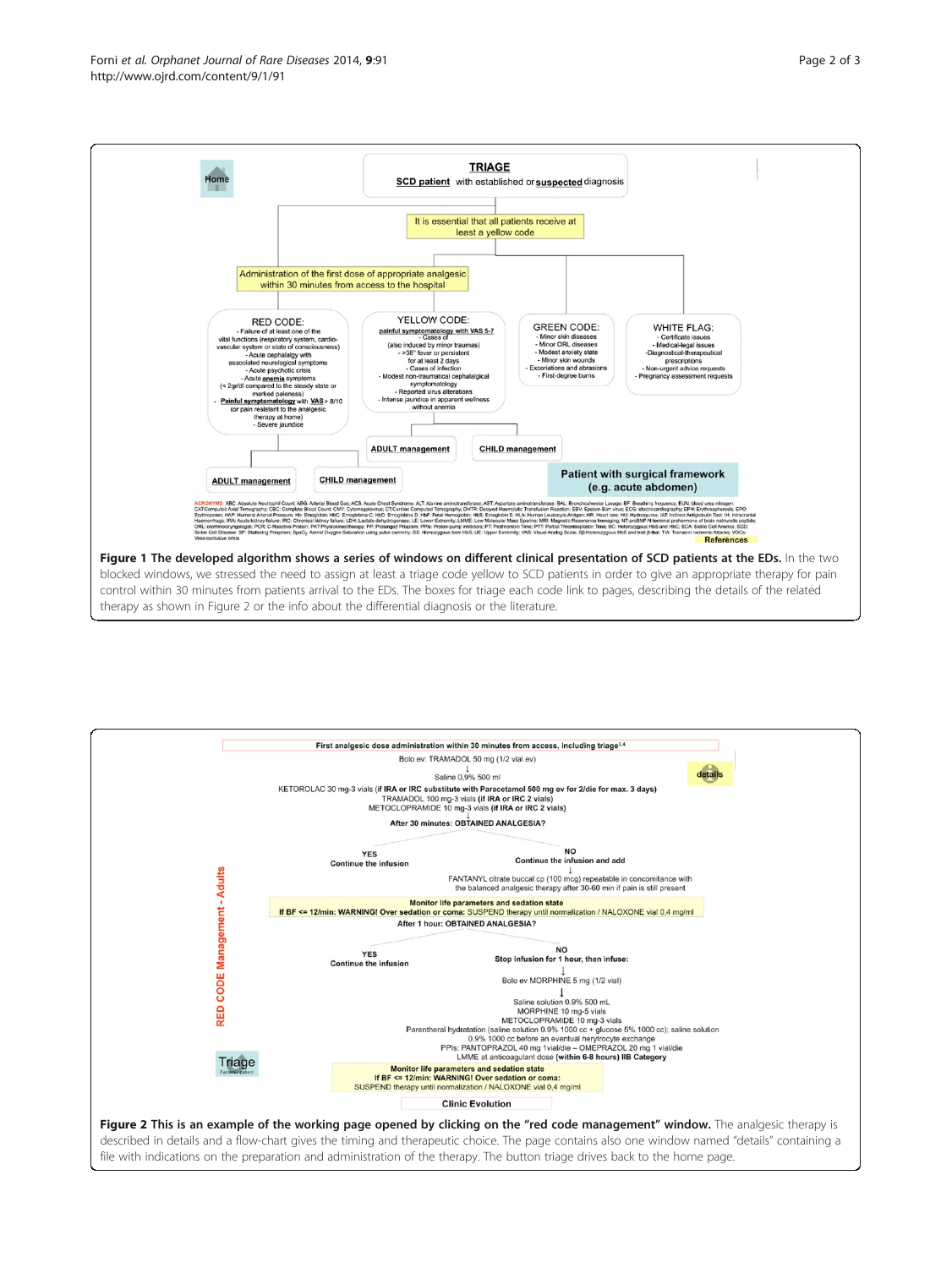TRIAGE

SCD patient with established or suspected diagnosis

It is essential that all patients receive at least a yellow code

Administration of the first dose of appropriate analgesic within 30 minutes from access to the hospital

RED CODE:
- Failure of at least one of the vital functions (respiratory system, cardio-vascular system or state of consciousness)
- Acute cephalalgy with associated neurological symptoms
- Acute psychotic crisis
- Acute anemia symptoms (< 2gr/dl compared to the steady state or marked paleness)
- Painful symptomatology with VAS > 8/10 (or pain resistant to the analgesic therapy at home)
- Severe jaundice

YELLOW CODE:
painful symptomatology with VAS 5-7
- Cases of (also induced by minor traumas)
- >38° fever or persistent for at least 2 days
- Cases of infection
- Modest non-traumatical cephalalgical symptomatology
- Reported virus alterations
- Intense jaundice in apparent wellness without anemia

GREEN CODE:
- Minor skin diseases
- Minor ORL diseases
- Modest anxiety state
- Minor skin wounds
- Excoriations and abrasions
- First-degree burns

WHITE FLAG:
- Certificate issues
- Medical-legal issues
- Diagnostical-therapeutical prescriptions
- Non-urgent advice requests
- Pregnancy assessment requests

ADULT management | CHILD management | ADULT management | CHILD management

Patient with surgical framework (e.g. acute abdomen)

References

**Figure 1 The developed algorithm shows a series of windows on different clinical presentation of SCD patients at the EDs.** In the two blocked windows, we stressed the need to assign at least a triage code yellow to SCD patients in order to give an appropriate therapy for pain control within 30 minutes from patients arrival to the EDs. The boxes for triage each code link to pages, describing the details of the related therapy as shown in Figure 2 or the info about the differential diagnosis or the literature.

RED CODE Management - Adults

First analgesic dose administration within 30 minutes from access, including triage[3,4]

Bolo ev: TRAMADOL 50 mg (1/2 vial ev)

↓

Saline 0,9% 500 ml

KETOROLAC 30 mg-3 vials (if IRA or IRC substitute with Paracetamol 500 mg ev for 2/die for max. 3 days)
TRAMADOL 100 mg-3 vials (if IRA or IRC 2 vials)
METOCLOPRAMIDE 10 mg-3 vials (if IRA or IRC 2 vials)

After 30 minutes: OBTAINED ANALGESIA?

YES – Continue the infusion

NO – Continue the infusion and add
↓
FANTANYL citrate buccal cp (100 mcg) repeatable in concomitance with the balanced analgesic therapy after 30-60 min if pain is still present

Monitor life parameters and sedation state
If BF <= 12/min: WARNING! Over sedation or coma: SUSPEND therapy until normalization / NALOXONE vial 0,4 mg/ml

After 1 hour: OBTAINED ANALGESIA?

YES – Continue the infusion

NO – Stop infusion for 1 hour, then infuse:
↓
Bolo ev MORPHINE 5 mg (1/2 vial)
↓
Saline solution 0.9% 500 mL
MORPHINE 10 mg-5 vials
METOCLOPRAMIDE 10 mg-3 vials
Parentheral hydratation (saline solution 0.9% 1000 cc + glucose 5% 1000 cc); saline solution 0.9% 1000 cc before an eventual herytrocyte exchange
PPIs: PANTOPRAZOL 40 mg 1vial/die – OMEPRAZOL 20 mg 1 vial/die
LMME at anticoagulant dose (within 6-8 hours) IIB Category

Monitor life parameters and sedation state
If BF <= 12/min: WARNING! Over sedation or coma:
SUSPEND therapy until normalization / NALOXONE vial 0,4 mg/ml

Clinic Evolution

details | Triage

**Figure 2 This is an example of the working page opened by clicking on the "red code management" window.** The analgesic therapy is described in details and a flow-chart gives the timing and therapeutic choice. The page contains also one window named "details" containing a file with indications on the preparation and administration of the therapy. The button triage drives back to the home page.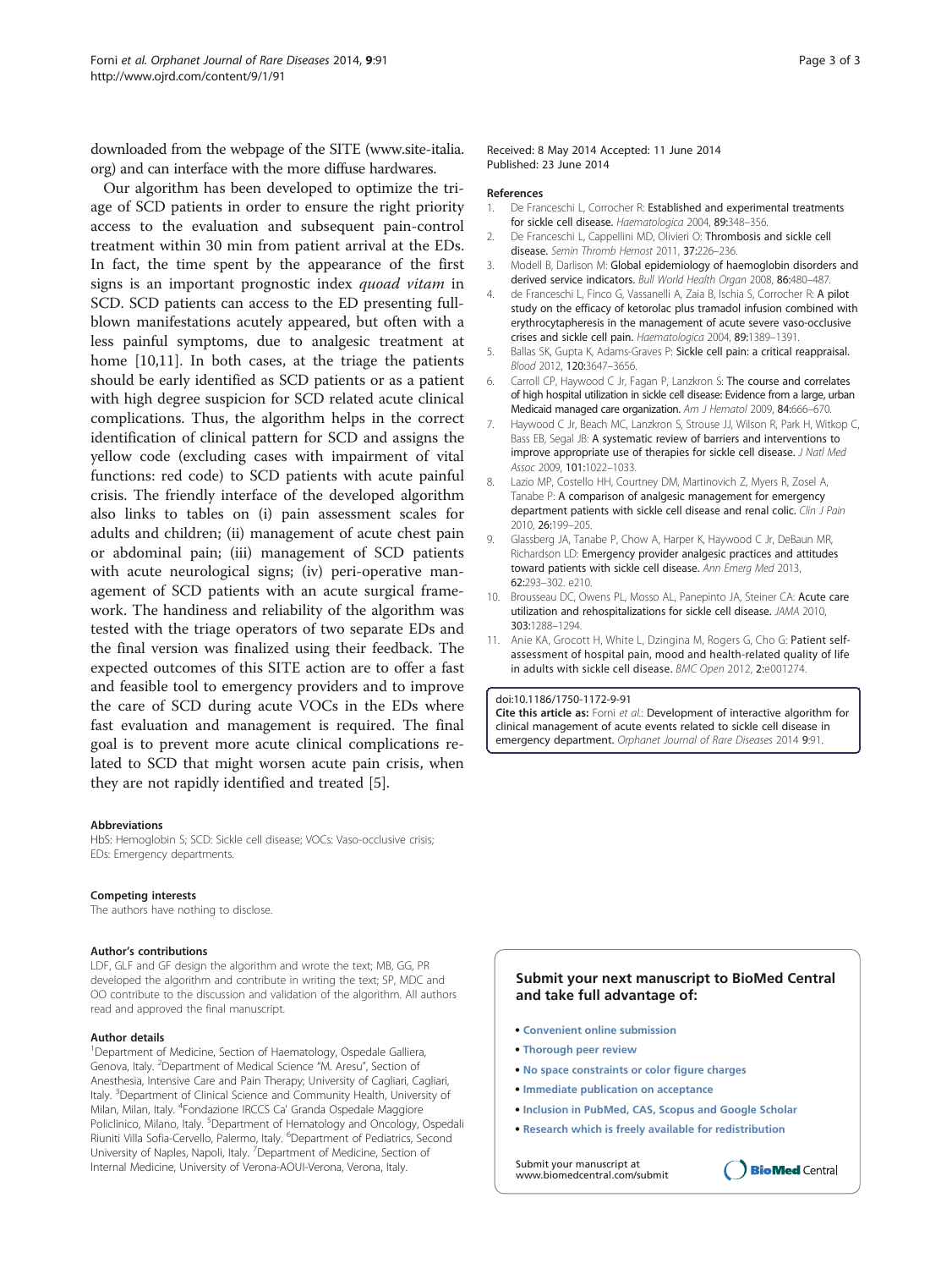downloaded from the webpage of the SITE (www.site-italia.org) and can interface with the more diffuse hardwares.

Our algorithm has been developed to optimize the triage of SCD patients in order to ensure the right priority access to the evaluation and subsequent pain-control treatment within 30 min from patient arrival at the EDs. In fact, the time spent by the appearance of the first signs is an important prognostic index *quoad vitam* in SCD. SCD patients can access to the ED presenting full-blown manifestations acutely appeared, but often with a less painful symptoms, due to analgesic treatment at home [10,11]. In both cases, at the triage the patients should be early identified as SCD patients or as a patient with high degree suspicion for SCD related acute clinical complications. Thus, the algorithm helps in the correct identification of clinical pattern for SCD and assigns the yellow code (excluding cases with impairment of vital functions: red code) to SCD patients with acute painful crisis. The friendly interface of the developed algorithm also links to tables on (i) pain assessment scales for adults and children; (ii) management of acute chest pain or abdominal pain; (iii) management of SCD patients with acute neurological signs; (iv) peri-operative management of SCD patients with an acute surgical framework. The handiness and reliability of the algorithm was tested with the triage operators of two separate EDs and the final version was finalized using their feedback. The expected outcomes of this SITE action are to offer a fast and feasible tool to emergency providers and to improve the care of SCD during acute VOCs in the EDs where fast evaluation and management is required. The final goal is to prevent more acute clinical complications related to SCD that might worsen acute pain crisis, when they are not rapidly identified and treated [5].

#### Abbreviations

HbS: Hemoglobin S; SCD: Sickle cell disease; VOCs: Vaso-occlusive crisis; EDs: Emergency departments.

#### Competing interests

The authors have nothing to disclose.

#### Author's contributions

LDF, GLF and GF design the algorithm and wrote the text; MB, GG, PR developed the algorithm and contribute in writing the text; SP, MDC and OO contribute to the discussion and validation of the algorithm. All authors read and approved the final manuscript.

#### Author details

[1]Department of Medicine, Section of Haematology, Ospedale Galliera, Genova, Italy. [2]Department of Medical Science "M. Aresu", Section of Anesthesia, Intensive Care and Pain Therapy; University of Cagliari, Cagliari, Italy. [3]Department of Clinical Science and Community Health, University of Milan, Milan, Italy. [4]Fondazione IRCCS Ca' Granda Ospedale Maggiore Policlinico, Milano, Italy. [5]Department of Hematology and Oncology, Ospedali Riuniti Villa Sofia-Cervello, Palermo, Italy. [6]Department of Pediatrics, Second University of Naples, Napoli, Italy. [7]Department of Medicine, Section of Internal Medicine, University of Verona-AOUI-Verona, Verona, Italy.

Received: 8 May 2014 Accepted: 11 June 2014
Published: 23 June 2014

#### References

1. De Franceschi L, Corrocher R: **Established and experimental treatments for sickle cell disease.** *Haematologica* 2004, **89:**348–356.
2. De Franceschi L, Cappellini MD, Olivieri O: **Thrombosis and sickle cell disease.** *Semin Thromb Hemost* 2011, **37:**226–236.
3. Modell B, Darlison M: **Global epidemiology of haemoglobin disorders and derived service indicators.** *Bull World Health Organ* 2008, **86:**480–487.
4. de Franceschi L, Finco G, Vassanelli A, Zaia B, Ischia S, Corrocher R: **A pilot study on the efficacy of ketorolac plus tramadol infusion combined with erythrocytapheresis in the management of acute severe vaso-occlusive crises and sickle cell pain.** *Haematologica* 2004, **89:**1389–1391.
5. Ballas SK, Gupta K, Adams-Graves P: **Sickle cell pain: a critical reappraisal.** *Blood* 2012, **120:**3647–3656.
6. Carroll CP, Haywood C Jr, Fagan P, Lanzkron S: **The course and correlates of high hospital utilization in sickle cell disease: Evidence from a large, urban Medicaid managed care organization.** *Am J Hematol* 2009, **84:**666–670.
7. Haywood C Jr, Beach MC, Lanzkron S, Strouse JJ, Wilson R, Park H, Witkop C, Bass EB, Segal JB: **A systematic review of barriers and interventions to improve appropriate use of therapies for sickle cell disease.** *J Natl Med Assoc* 2009, **101:**1022–1033.
8. Lazio MP, Costello HH, Courtney DM, Martinovich Z, Myers R, Zosel A, Tanabe P: **A comparison of analgesic management for emergency department patients with sickle cell disease and renal colic.** *Clin J Pain* 2010, **26:**199–205.
9. Glassberg JA, Tanabe P, Chow A, Harper K, Haywood C Jr, DeBaun MR, Richardson LD: **Emergency provider analgesic practices and attitudes toward patients with sickle cell disease.** *Ann Emerg Med* 2013, **62:**293–302. e210.
10. Brousseau DC, Owens PL, Mosso AL, Panepinto JA, Steiner CA: **Acute care utilization and rehospitalizations for sickle cell disease.** *JAMA* 2010, **303:**1288–1294.
11. Anie KA, Grocott H, White L, Dzingina M, Rogers G, Cho G: **Patient self-assessment of hospital pain, mood and health-related quality of life in adults with sickle cell disease.** *BMC Open* 2012, **2:**e001274.

doi:10.1186/1750-1172-9-91
**Cite this article as:** Forni *et al.*: Development of interactive algorithm for clinical management of acute events related to sickle cell disease in emergency department. *Orphanet Journal of Rare Diseases* 2014 **9**:91.